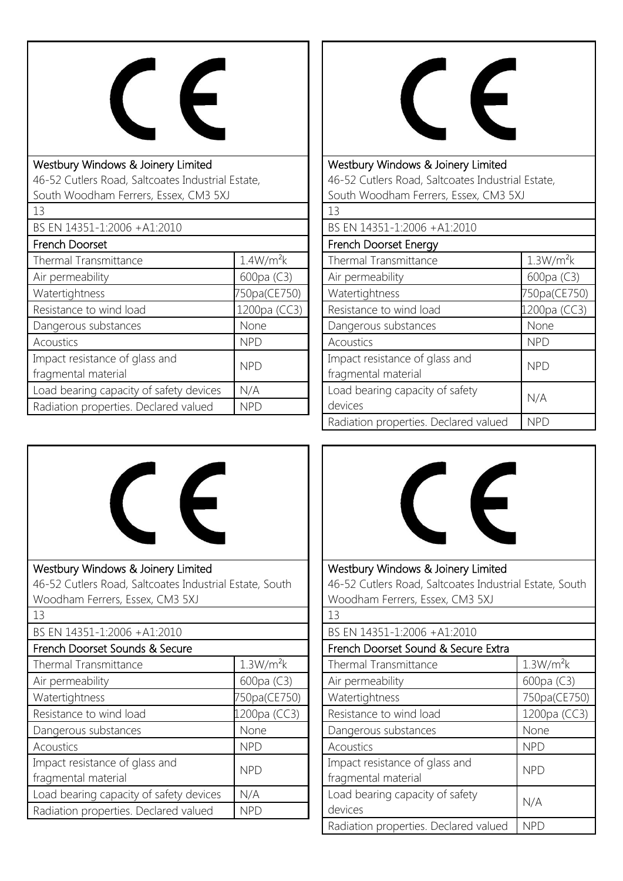# CE

Westbury Windows & Joinery Limited
46-52 Cutlers Road, Saltcoates Industrial Estate, South Woodham Ferrers, Essex, CM3 5XJ

13

BS EN 14351-1:2006 +A1:2010

| French Doorset | |
|---|---|
| Thermal Transmittance | $1.4W/m^2k$ |
| Air permeability | 600pa (C3) |
| Watertightness | 750pa(CE750) |
| Resistance to wind load | 1200pa (CC3) |
| Dangerous substances | None |
| Acoustics | NPD |
| Impact resistance of glass and fragmental material | NPD |
| Load bearing capacity of safety devices | N/A |
| Radiation properties. Declared valued | NPD |

# CE

Westbury Windows & Joinery Limited
46-52 Cutlers Road, Saltcoates Industrial Estate, South Woodham Ferrers, Essex, CM3 5XJ

13

BS EN 14351-1:2006 +A1:2010

| French Doorset Energy | |
|---|---|
| Thermal Transmittance | $1.3W/m^2k$ |
| Air permeability | 600pa (C3) |
| Watertightness | 750pa(CE750) |
| Resistance to wind load | 1200pa (CC3) |
| Dangerous substances | None |
| Acoustics | NPD |
| Impact resistance of glass and fragmental material | NPD |
| Load bearing capacity of safety devices | N/A |
| Radiation properties. Declared valued | NPD |

# CE

Westbury Windows & Joinery Limited
46-52 Cutlers Road, Saltcoates Industrial Estate, South Woodham Ferrers, Essex, CM3 5XJ

13

BS EN 14351-1:2006 +A1:2010

| French Doorset Sounds & Secure | |
|---|---|
| Thermal Transmittance | $1.3W/m^2k$ |
| Air permeability | 600pa (C3) |
| Watertightness | 750pa(CE750) |
| Resistance to wind load | 1200pa (CC3) |
| Dangerous substances | None |
| Acoustics | NPD |
| Impact resistance of glass and fragmental material | NPD |
| Load bearing capacity of safety devices | N/A |
| Radiation properties. Declared valued | NPD |

# CE

Westbury Windows & Joinery Limited
46-52 Cutlers Road, Saltcoates Industrial Estate, South Woodham Ferrers, Essex, CM3 5XJ

13

BS EN 14351-1:2006 +A1:2010

| French Doorset Sound & Secure Extra | |
|---|---|
| Thermal Transmittance | $1.3W/m^2k$ |
| Air permeability | 600pa (C3) |
| Watertightness | 750pa(CE750) |
| Resistance to wind load | 1200pa (CC3) |
| Dangerous substances | None |
| Acoustics | NPD |
| Impact resistance of glass and fragmental material | NPD |
| Load bearing capacity of safety devices | N/A |
| Radiation properties. Declared valued | NPD |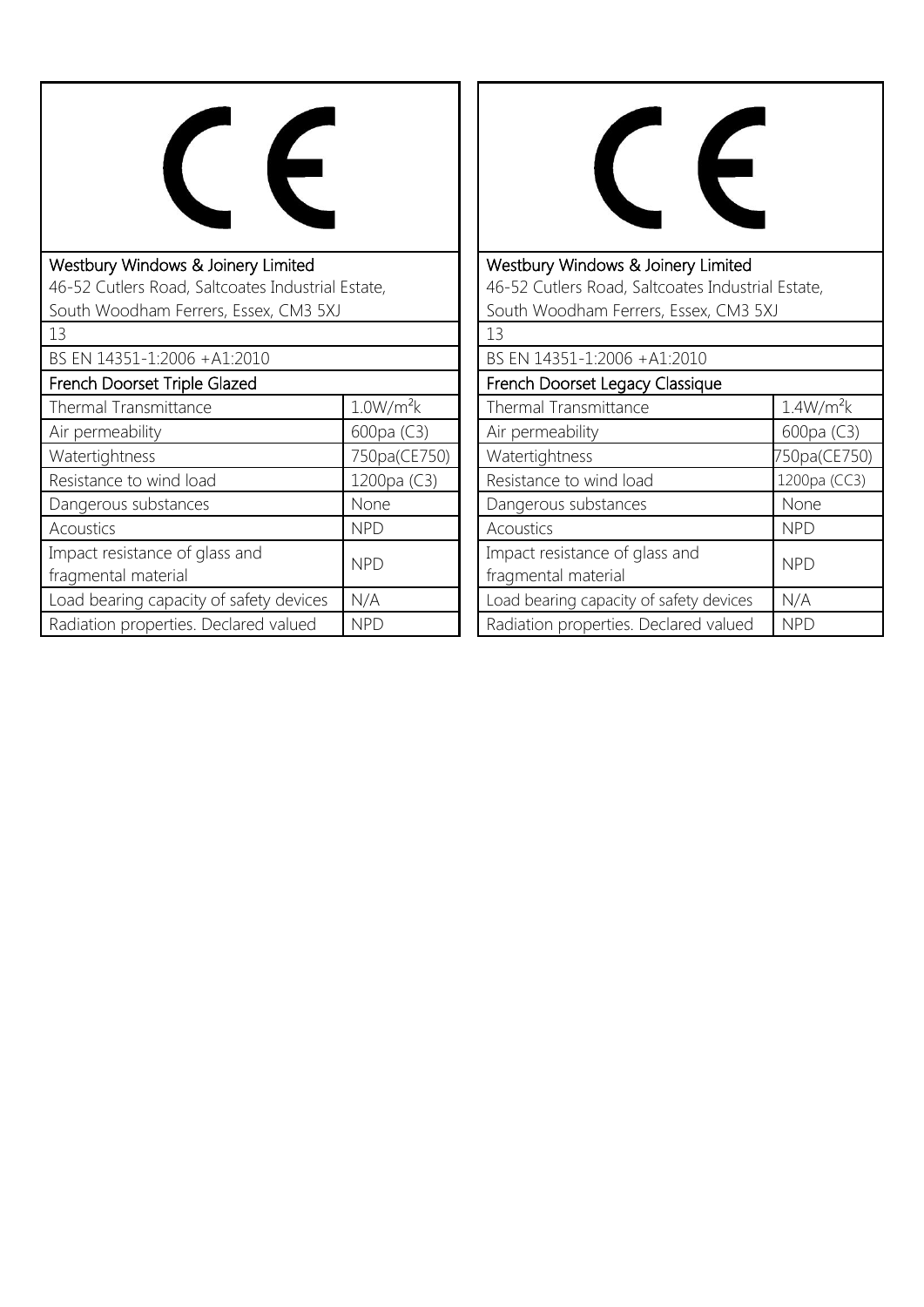CE

Westbury Windows & Joinery Limited
46-52 Cutlers Road, Saltcoates Industrial Estate,
South Woodham Ferrers, Essex, CM3 5XJ

13

BS EN 14351-1:2006 +A1:2010

French Doorset Triple Glazed

| | |
|---|---|
| Thermal Transmittance | 1.0W/m²k |
| Air permeability | 600pa (C3) |
| Watertightness | 750pa(CE750) |
| Resistance to wind load | 1200pa (C3) |
| Dangerous substances | None |
| Acoustics | NPD |
| Impact resistance of glass and fragmental material | NPD |
| Load bearing capacity of safety devices | N/A |
| Radiation properties. Declared valued | NPD |

CE

Westbury Windows & Joinery Limited
46-52 Cutlers Road, Saltcoates Industrial Estate,
South Woodham Ferrers, Essex, CM3 5XJ

13

BS EN 14351-1:2006 +A1:2010

French Doorset Legacy Classique

| | |
|---|---|
| Thermal Transmittance | 1.4W/m²k |
| Air permeability | 600pa (C3) |
| Watertightness | 750pa(CE750) |
| Resistance to wind load | 1200pa (CC3) |
| Dangerous substances | None |
| Acoustics | NPD |
| Impact resistance of glass and fragmental material | NPD |
| Load bearing capacity of safety devices | N/A |
| Radiation properties. Declared valued | NPD |